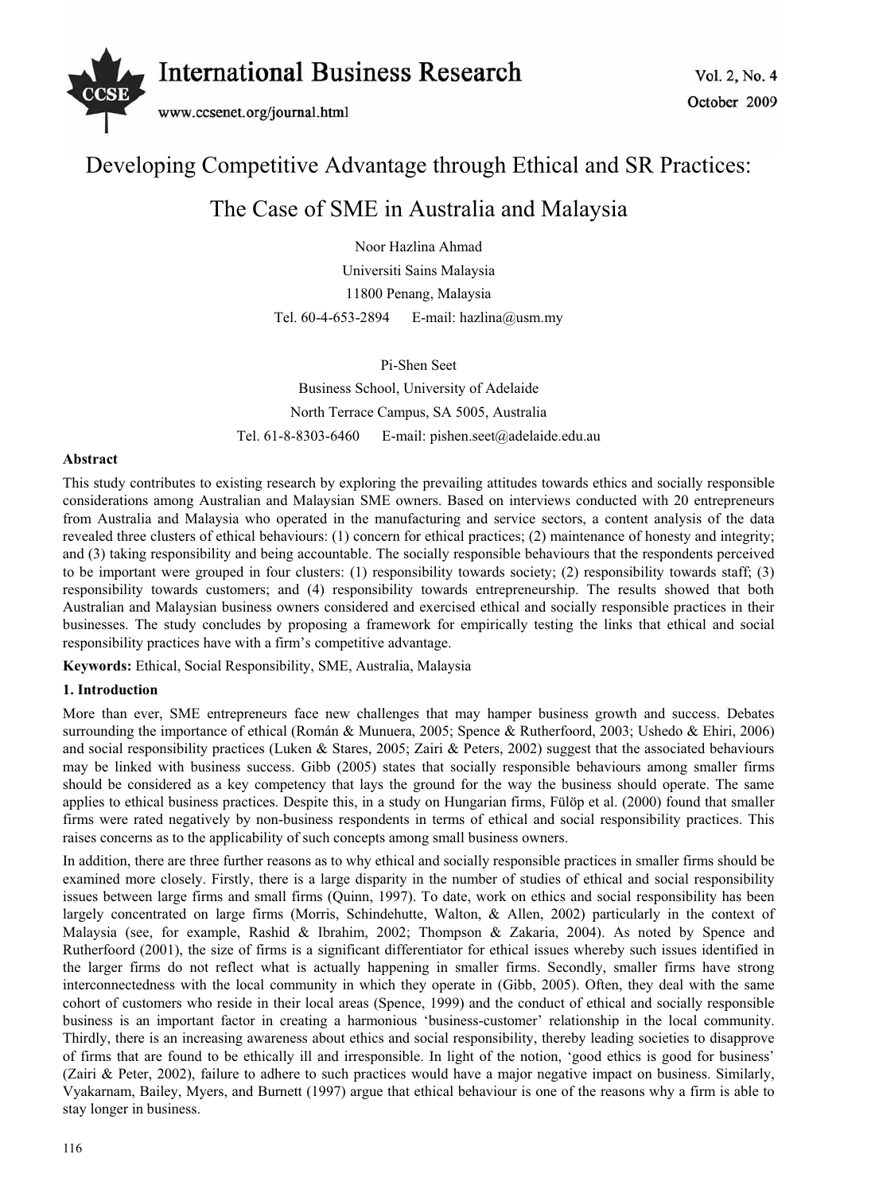# Developing Competitive Advantage through Ethical and SR Practices: The Case of SME in Australia and Malaysia

Noor Hazlina Ahmad

Universiti Sains Malaysia

11800 Penang, Malaysia

Tel. 60-4-653-2894 E-mail: hazlina@usm.my

Pi-Shen Seet

Business School, University of Adelaide

North Terrace Campus, SA 5005, Australia

Tel. 61-8-8303-6460 E-mail: pishen.seet@adelaide.edu.au

**Abstract**

This study contributes to existing research by exploring the prevailing attitudes towards ethics and socially responsible considerations among Australian and Malaysian SME owners. Based on interviews conducted with 20 entrepreneurs from Australia and Malaysia who operated in the manufacturing and service sectors, a content analysis of the data revealed three clusters of ethical behaviours: (1) concern for ethical practices; (2) maintenance of honesty and integrity; and (3) taking responsibility and being accountable. The socially responsible behaviours that the respondents perceived to be important were grouped in four clusters: (1) responsibility towards society; (2) responsibility towards staff; (3) responsibility towards customers; and (4) responsibility towards entrepreneurship. The results showed that both Australian and Malaysian business owners considered and exercised ethical and socially responsible practices in their businesses. The study concludes by proposing a framework for empirically testing the links that ethical and social responsibility practices have with a firm's competitive advantage.

**Keywords:** Ethical, Social Responsibility, SME, Australia, Malaysia

## 1. Introduction

More than ever, SME entrepreneurs face new challenges that may hamper business growth and success. Debates surrounding the importance of ethical (Román & Munuera, 2005; Spence & Rutherfoord, 2003; Ushedo & Ehiri, 2006) and social responsibility practices (Luken & Stares, 2005; Zairi & Peters, 2002) suggest that the associated behaviours may be linked with business success. Gibb (2005) states that socially responsible behaviours among smaller firms should be considered as a key competency that lays the ground for the way the business should operate. The same applies to ethical business practices. Despite this, in a study on Hungarian firms, Fülöp et al. (2000) found that smaller firms were rated negatively by non-business respondents in terms of ethical and social responsibility practices. This raises concerns as to the applicability of such concepts among small business owners.

In addition, there are three further reasons as to why ethical and socially responsible practices in smaller firms should be examined more closely. Firstly, there is a large disparity in the number of studies of ethical and social responsibility issues between large firms and small firms (Quinn, 1997). To date, work on ethics and social responsibility has been largely concentrated on large firms (Morris, Schindehutte, Walton, & Allen, 2002) particularly in the context of Malaysia (see, for example, Rashid & Ibrahim, 2002; Thompson & Zakaria, 2004). As noted by Spence and Rutherfoord (2001), the size of firms is a significant differentiator for ethical issues whereby such issues identified in the larger firms do not reflect what is actually happening in smaller firms. Secondly, smaller firms have strong interconnectedness with the local community in which they operate in (Gibb, 2005). Often, they deal with the same cohort of customers who reside in their local areas (Spence, 1999) and the conduct of ethical and socially responsible business is an important factor in creating a harmonious 'business-customer' relationship in the local community. Thirdly, there is an increasing awareness about ethics and social responsibility, thereby leading societies to disapprove of firms that are found to be ethically ill and irresponsible. In light of the notion, 'good ethics is good for business' (Zairi & Peter, 2002), failure to adhere to such practices would have a major negative impact on business. Similarly, Vyakarnam, Bailey, Myers, and Burnett (1997) argue that ethical behaviour is one of the reasons why a firm is able to stay longer in business.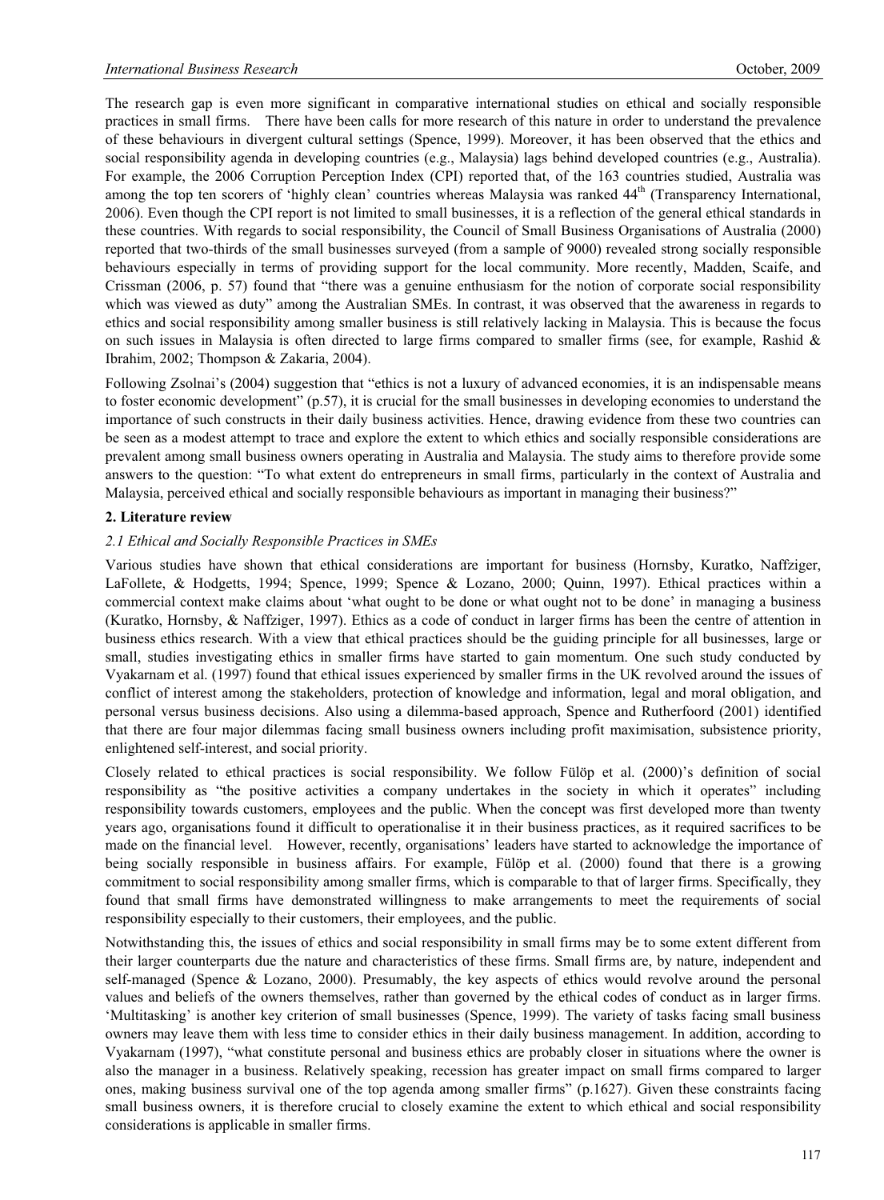The research gap is even more significant in comparative international studies on ethical and socially responsible practices in small firms. There have been calls for more research of this nature in order to understand the prevalence of these behaviours in divergent cultural settings (Spence, 1999). Moreover, it has been observed that the ethics and social responsibility agenda in developing countries (e.g., Malaysia) lags behind developed countries (e.g., Australia). For example, the 2006 Corruption Perception Index (CPI) reported that, of the 163 countries studied, Australia was among the top ten scorers of 'highly clean' countries whereas Malaysia was ranked 44th (Transparency International, 2006). Even though the CPI report is not limited to small businesses, it is a reflection of the general ethical standards in these countries. With regards to social responsibility, the Council of Small Business Organisations of Australia (2000) reported that two-thirds of the small businesses surveyed (from a sample of 9000) revealed strong socially responsible behaviours especially in terms of providing support for the local community. More recently, Madden, Scaife, and Crissman (2006, p. 57) found that "there was a genuine enthusiasm for the notion of corporate social responsibility which was viewed as duty" among the Australian SMEs. In contrast, it was observed that the awareness in regards to ethics and social responsibility among smaller business is still relatively lacking in Malaysia. This is because the focus on such issues in Malaysia is often directed to large firms compared to smaller firms (see, for example, Rashid & Ibrahim, 2002; Thompson & Zakaria, 2004).

Following Zsolnai's (2004) suggestion that "ethics is not a luxury of advanced economies, it is an indispensable means to foster economic development" (p.57), it is crucial for the small businesses in developing economies to understand the importance of such constructs in their daily business activities. Hence, drawing evidence from these two countries can be seen as a modest attempt to trace and explore the extent to which ethics and socially responsible considerations are prevalent among small business owners operating in Australia and Malaysia. The study aims to therefore provide some answers to the question: "To what extent do entrepreneurs in small firms, particularly in the context of Australia and Malaysia, perceived ethical and socially responsible behaviours as important in managing their business?"

## 2. Literature review

### *2.1 Ethical and Socially Responsible Practices in SMEs*

Various studies have shown that ethical considerations are important for business (Hornsby, Kuratko, Naffziger, LaFollete, & Hodgetts, 1994; Spence, 1999; Spence & Lozano, 2000; Quinn, 1997). Ethical practices within a commercial context make claims about 'what ought to be done or what ought not to be done' in managing a business (Kuratko, Hornsby, & Naffziger, 1997). Ethics as a code of conduct in larger firms has been the centre of attention in business ethics research. With a view that ethical practices should be the guiding principle for all businesses, large or small, studies investigating ethics in smaller firms have started to gain momentum. One such study conducted by Vyakarnam et al. (1997) found that ethical issues experienced by smaller firms in the UK revolved around the issues of conflict of interest among the stakeholders, protection of knowledge and information, legal and moral obligation, and personal versus business decisions. Also using a dilemma-based approach, Spence and Rutherfoord (2001) identified that there are four major dilemmas facing small business owners including profit maximisation, subsistence priority, enlightened self-interest, and social priority.

Closely related to ethical practices is social responsibility. We follow Fülöp et al. (2000)'s definition of social responsibility as "the positive activities a company undertakes in the society in which it operates" including responsibility towards customers, employees and the public. When the concept was first developed more than twenty years ago, organisations found it difficult to operationalise it in their business practices, as it required sacrifices to be made on the financial level. However, recently, organisations' leaders have started to acknowledge the importance of being socially responsible in business affairs. For example, Fülöp et al. (2000) found that there is a growing commitment to social responsibility among smaller firms, which is comparable to that of larger firms. Specifically, they found that small firms have demonstrated willingness to make arrangements to meet the requirements of social responsibility especially to their customers, their employees, and the public.

Notwithstanding this, the issues of ethics and social responsibility in small firms may be to some extent different from their larger counterparts due the nature and characteristics of these firms. Small firms are, by nature, independent and self-managed (Spence & Lozano, 2000). Presumably, the key aspects of ethics would revolve around the personal values and beliefs of the owners themselves, rather than governed by the ethical codes of conduct as in larger firms. 'Multitasking' is another key criterion of small businesses (Spence, 1999). The variety of tasks facing small business owners may leave them with less time to consider ethics in their daily business management. In addition, according to Vyakarnam (1997), "what constitute personal and business ethics are probably closer in situations where the owner is also the manager in a business. Relatively speaking, recession has greater impact on small firms compared to larger ones, making business survival one of the top agenda among smaller firms" (p.1627). Given these constraints facing small business owners, it is therefore crucial to closely examine the extent to which ethical and social responsibility considerations is applicable in smaller firms.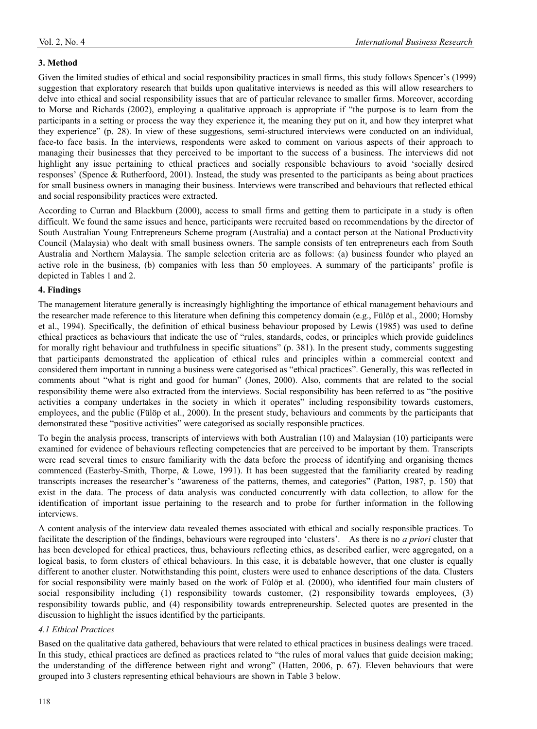## 3. Method

Given the limited studies of ethical and social responsibility practices in small firms, this study follows Spencer's (1999) suggestion that exploratory research that builds upon qualitative interviews is needed as this will allow researchers to delve into ethical and social responsibility issues that are of particular relevance to smaller firms. Moreover, according to Morse and Richards (2002), employing a qualitative approach is appropriate if "the purpose is to learn from the participants in a setting or process the way they experience it, the meaning they put on it, and how they interpret what they experience" (p. 28). In view of these suggestions, semi-structured interviews were conducted on an individual, face-to face basis. In the interviews, respondents were asked to comment on various aspects of their approach to managing their businesses that they perceived to be important to the success of a business. The interviews did not highlight any issue pertaining to ethical practices and socially responsible behaviours to avoid 'socially desired responses' (Spence & Rutherfoord, 2001). Instead, the study was presented to the participants as being about practices for small business owners in managing their business. Interviews were transcribed and behaviours that reflected ethical and social responsibility practices were extracted.

According to Curran and Blackburn (2000), access to small firms and getting them to participate in a study is often difficult. We found the same issues and hence, participants were recruited based on recommendations by the director of South Australian Young Entrepreneurs Scheme program (Australia) and a contact person at the National Productivity Council (Malaysia) who dealt with small business owners. The sample consists of ten entrepreneurs each from South Australia and Northern Malaysia. The sample selection criteria are as follows: (a) business founder who played an active role in the business, (b) companies with less than 50 employees. A summary of the participants' profile is depicted in Tables 1 and 2.

## 4. Findings

The management literature generally is increasingly highlighting the importance of ethical management behaviours and the researcher made reference to this literature when defining this competency domain (e.g., Fülöp et al., 2000; Hornsby et al., 1994). Specifically, the definition of ethical business behaviour proposed by Lewis (1985) was used to define ethical practices as behaviours that indicate the use of "rules, standards, codes, or principles which provide guidelines for morally right behaviour and truthfulness in specific situations" (p. 381). In the present study, comments suggesting that participants demonstrated the application of ethical rules and principles within a commercial context and considered them important in running a business were categorised as "ethical practices". Generally, this was reflected in comments about "what is right and good for human" (Jones, 2000). Also, comments that are related to the social responsibility theme were also extracted from the interviews. Social responsibility has been referred to as "the positive activities a company undertakes in the society in which it operates" including responsibility towards customers, employees, and the public (Fülöp et al., 2000). In the present study, behaviours and comments by the participants that demonstrated these "positive activities" were categorised as socially responsible practices.

To begin the analysis process, transcripts of interviews with both Australian (10) and Malaysian (10) participants were examined for evidence of behaviours reflecting competencies that are perceived to be important by them. Transcripts were read several times to ensure familiarity with the data before the process of identifying and organising themes commenced (Easterby-Smith, Thorpe, & Lowe, 1991). It has been suggested that the familiarity created by reading transcripts increases the researcher's "awareness of the patterns, themes, and categories" (Patton, 1987, p. 150) that exist in the data. The process of data analysis was conducted concurrently with data collection, to allow for the identification of important issue pertaining to the research and to probe for further information in the following interviews.

A content analysis of the interview data revealed themes associated with ethical and socially responsible practices. To facilitate the description of the findings, behaviours were regrouped into 'clusters'. As there is no *a priori* cluster that has been developed for ethical practices, thus, behaviours reflecting ethics, as described earlier, were aggregated, on a logical basis, to form clusters of ethical behaviours. In this case, it is debatable however, that one cluster is equally different to another cluster. Notwithstanding this point, clusters were used to enhance descriptions of the data. Clusters for social responsibility were mainly based on the work of Fülöp et al. (2000), who identified four main clusters of social responsibility including (1) responsibility towards customer, (2) responsibility towards employees, (3) responsibility towards public, and (4) responsibility towards entrepreneurship. Selected quotes are presented in the discussion to highlight the issues identified by the participants.

### *4.1 Ethical Practices*

Based on the qualitative data gathered, behaviours that were related to ethical practices in business dealings were traced. In this study, ethical practices are defined as practices related to "the rules of moral values that guide decision making; the understanding of the difference between right and wrong" (Hatten, 2006, p. 67). Eleven behaviours that were grouped into 3 clusters representing ethical behaviours are shown in Table 3 below.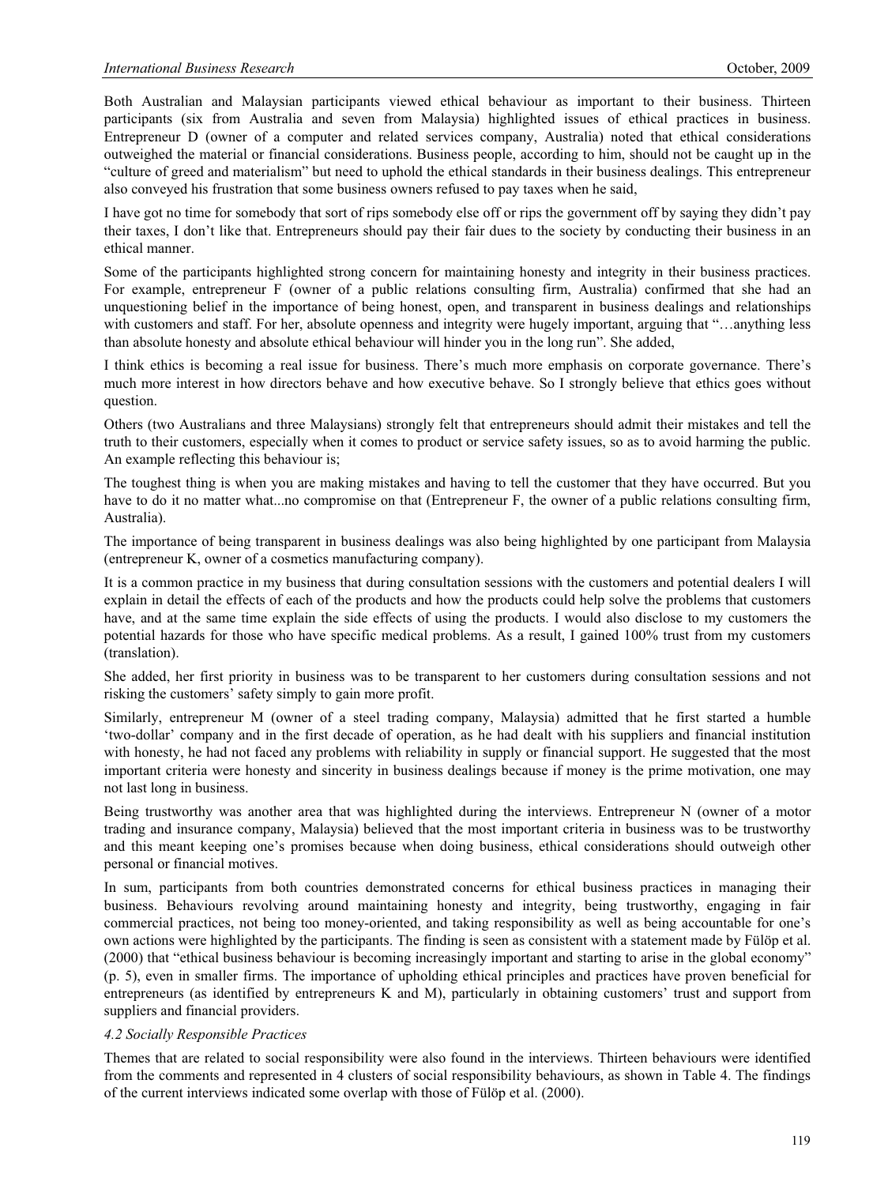Both Australian and Malaysian participants viewed ethical behaviour as important to their business. Thirteen participants (six from Australia and seven from Malaysia) highlighted issues of ethical practices in business. Entrepreneur D (owner of a computer and related services company, Australia) noted that ethical considerations outweighed the material or financial considerations. Business people, according to him, should not be caught up in the "culture of greed and materialism" but need to uphold the ethical standards in their business dealings. This entrepreneur also conveyed his frustration that some business owners refused to pay taxes when he said,

I have got no time for somebody that sort of rips somebody else off or rips the government off by saying they didn't pay their taxes, I don't like that. Entrepreneurs should pay their fair dues to the society by conducting their business in an ethical manner.

Some of the participants highlighted strong concern for maintaining honesty and integrity in their business practices. For example, entrepreneur F (owner of a public relations consulting firm, Australia) confirmed that she had an unquestioning belief in the importance of being honest, open, and transparent in business dealings and relationships with customers and staff. For her, absolute openness and integrity were hugely important, arguing that "…anything less than absolute honesty and absolute ethical behaviour will hinder you in the long run". She added,

I think ethics is becoming a real issue for business. There's much more emphasis on corporate governance. There's much more interest in how directors behave and how executive behave. So I strongly believe that ethics goes without question.

Others (two Australians and three Malaysians) strongly felt that entrepreneurs should admit their mistakes and tell the truth to their customers, especially when it comes to product or service safety issues, so as to avoid harming the public. An example reflecting this behaviour is;

The toughest thing is when you are making mistakes and having to tell the customer that they have occurred. But you have to do it no matter what...no compromise on that (Entrepreneur F, the owner of a public relations consulting firm, Australia).

The importance of being transparent in business dealings was also being highlighted by one participant from Malaysia (entrepreneur K, owner of a cosmetics manufacturing company).

It is a common practice in my business that during consultation sessions with the customers and potential dealers I will explain in detail the effects of each of the products and how the products could help solve the problems that customers have, and at the same time explain the side effects of using the products. I would also disclose to my customers the potential hazards for those who have specific medical problems. As a result, I gained 100% trust from my customers (translation).

She added, her first priority in business was to be transparent to her customers during consultation sessions and not risking the customers' safety simply to gain more profit.

Similarly, entrepreneur M (owner of a steel trading company, Malaysia) admitted that he first started a humble 'two-dollar' company and in the first decade of operation, as he had dealt with his suppliers and financial institution with honesty, he had not faced any problems with reliability in supply or financial support. He suggested that the most important criteria were honesty and sincerity in business dealings because if money is the prime motivation, one may not last long in business.

Being trustworthy was another area that was highlighted during the interviews. Entrepreneur N (owner of a motor trading and insurance company, Malaysia) believed that the most important criteria in business was to be trustworthy and this meant keeping one's promises because when doing business, ethical considerations should outweigh other personal or financial motives.

In sum, participants from both countries demonstrated concerns for ethical business practices in managing their business. Behaviours revolving around maintaining honesty and integrity, being trustworthy, engaging in fair commercial practices, not being too money-oriented, and taking responsibility as well as being accountable for one's own actions were highlighted by the participants. The finding is seen as consistent with a statement made by Fülöp et al. (2000) that "ethical business behaviour is becoming increasingly important and starting to arise in the global economy" (p. 5), even in smaller firms. The importance of upholding ethical principles and practices have proven beneficial for entrepreneurs (as identified by entrepreneurs K and M), particularly in obtaining customers' trust and support from suppliers and financial providers.

*4.2 Socially Responsible Practices*

Themes that are related to social responsibility were also found in the interviews. Thirteen behaviours were identified from the comments and represented in 4 clusters of social responsibility behaviours, as shown in Table 4. The findings of the current interviews indicated some overlap with those of Fülöp et al. (2000).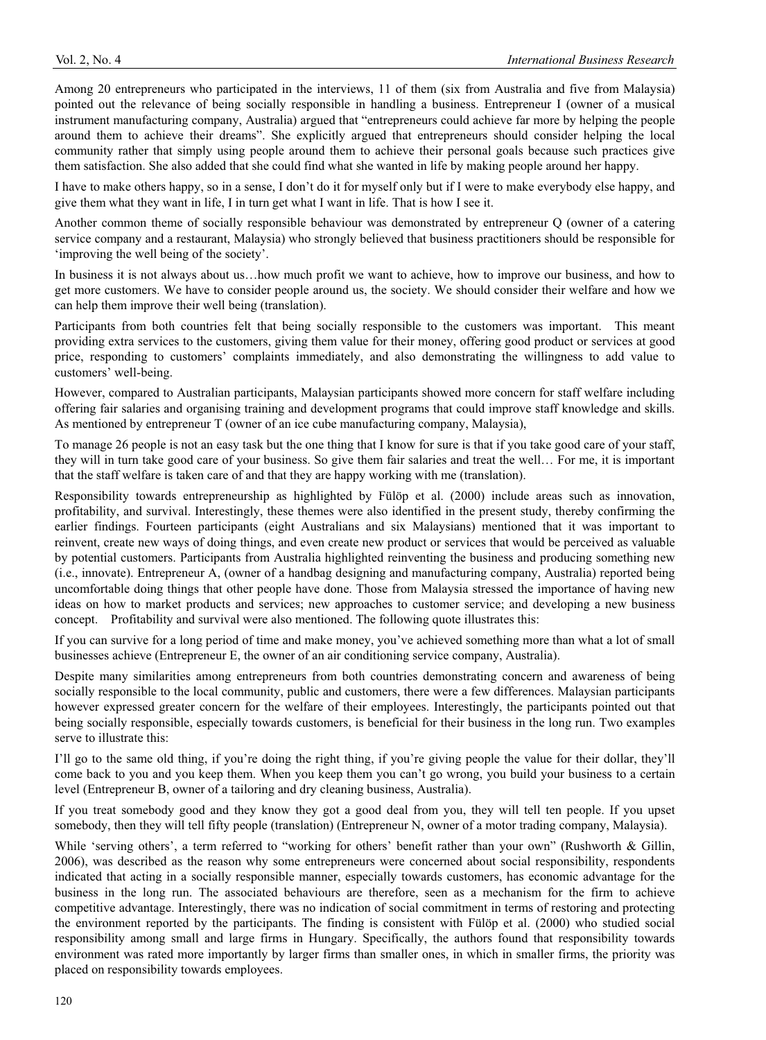Among 20 entrepreneurs who participated in the interviews, 11 of them (six from Australia and five from Malaysia) pointed out the relevance of being socially responsible in handling a business. Entrepreneur I (owner of a musical instrument manufacturing company, Australia) argued that "entrepreneurs could achieve far more by helping the people around them to achieve their dreams". She explicitly argued that entrepreneurs should consider helping the local community rather that simply using people around them to achieve their personal goals because such practices give them satisfaction. She also added that she could find what she wanted in life by making people around her happy.

I have to make others happy, so in a sense, I don't do it for myself only but if I were to make everybody else happy, and give them what they want in life, I in turn get what I want in life. That is how I see it.

Another common theme of socially responsible behaviour was demonstrated by entrepreneur Q (owner of a catering service company and a restaurant, Malaysia) who strongly believed that business practitioners should be responsible for 'improving the well being of the society'.

In business it is not always about us…how much profit we want to achieve, how to improve our business, and how to get more customers. We have to consider people around us, the society. We should consider their welfare and how we can help them improve their well being (translation).

Participants from both countries felt that being socially responsible to the customers was important. This meant providing extra services to the customers, giving them value for their money, offering good product or services at good price, responding to customers' complaints immediately, and also demonstrating the willingness to add value to customers' well-being.

However, compared to Australian participants, Malaysian participants showed more concern for staff welfare including offering fair salaries and organising training and development programs that could improve staff knowledge and skills. As mentioned by entrepreneur T (owner of an ice cube manufacturing company, Malaysia),

To manage 26 people is not an easy task but the one thing that I know for sure is that if you take good care of your staff, they will in turn take good care of your business. So give them fair salaries and treat the well… For me, it is important that the staff welfare is taken care of and that they are happy working with me (translation).

Responsibility towards entrepreneurship as highlighted by Fülöp et al. (2000) include areas such as innovation, profitability, and survival. Interestingly, these themes were also identified in the present study, thereby confirming the earlier findings. Fourteen participants (eight Australians and six Malaysians) mentioned that it was important to reinvent, create new ways of doing things, and even create new product or services that would be perceived as valuable by potential customers. Participants from Australia highlighted reinventing the business and producing something new (i.e., innovate). Entrepreneur A, (owner of a handbag designing and manufacturing company, Australia) reported being uncomfortable doing things that other people have done. Those from Malaysia stressed the importance of having new ideas on how to market products and services; new approaches to customer service; and developing a new business concept. Profitability and survival were also mentioned. The following quote illustrates this:

If you can survive for a long period of time and make money, you've achieved something more than what a lot of small businesses achieve (Entrepreneur E, the owner of an air conditioning service company, Australia).

Despite many similarities among entrepreneurs from both countries demonstrating concern and awareness of being socially responsible to the local community, public and customers, there were a few differences. Malaysian participants however expressed greater concern for the welfare of their employees. Interestingly, the participants pointed out that being socially responsible, especially towards customers, is beneficial for their business in the long run. Two examples serve to illustrate this:

I'll go to the same old thing, if you're doing the right thing, if you're giving people the value for their dollar, they'll come back to you and you keep them. When you keep them you can't go wrong, you build your business to a certain level (Entrepreneur B, owner of a tailoring and dry cleaning business, Australia).

If you treat somebody good and they know they got a good deal from you, they will tell ten people. If you upset somebody, then they will tell fifty people (translation) (Entrepreneur N, owner of a motor trading company, Malaysia).

While 'serving others', a term referred to "working for others' benefit rather than your own" (Rushworth & Gillin, 2006), was described as the reason why some entrepreneurs were concerned about social responsibility, respondents indicated that acting in a socially responsible manner, especially towards customers, has economic advantage for the business in the long run. The associated behaviours are therefore, seen as a mechanism for the firm to achieve competitive advantage. Interestingly, there was no indication of social commitment in terms of restoring and protecting the environment reported by the participants. The finding is consistent with Fülöp et al. (2000) who studied social responsibility among small and large firms in Hungary. Specifically, the authors found that responsibility towards environment was rated more importantly by larger firms than smaller ones, in which in smaller firms, the priority was placed on responsibility towards employees.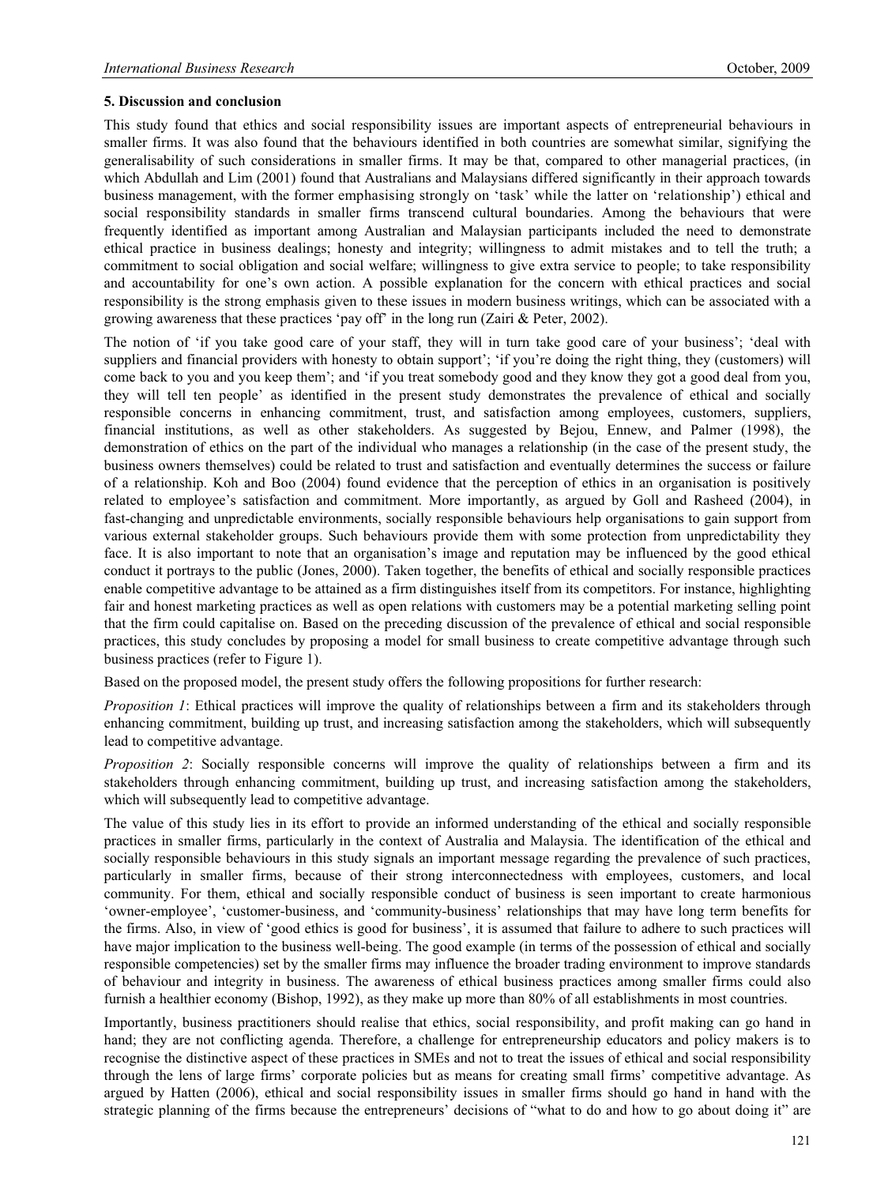## 5. Discussion and conclusion

This study found that ethics and social responsibility issues are important aspects of entrepreneurial behaviours in smaller firms. It was also found that the behaviours identified in both countries are somewhat similar, signifying the generalisability of such considerations in smaller firms. It may be that, compared to other managerial practices, (in which Abdullah and Lim (2001) found that Australians and Malaysians differed significantly in their approach towards business management, with the former emphasising strongly on 'task' while the latter on 'relationship') ethical and social responsibility standards in smaller firms transcend cultural boundaries. Among the behaviours that were frequently identified as important among Australian and Malaysian participants included the need to demonstrate ethical practice in business dealings; honesty and integrity; willingness to admit mistakes and to tell the truth; a commitment to social obligation and social welfare; willingness to give extra service to people; to take responsibility and accountability for one's own action. A possible explanation for the concern with ethical practices and social responsibility is the strong emphasis given to these issues in modern business writings, which can be associated with a growing awareness that these practices 'pay off' in the long run (Zairi & Peter, 2002).

The notion of 'if you take good care of your staff, they will in turn take good care of your business'; 'deal with suppliers and financial providers with honesty to obtain support'; 'if you're doing the right thing, they (customers) will come back to you and you keep them'; and 'if you treat somebody good and they know they got a good deal from you, they will tell ten people' as identified in the present study demonstrates the prevalence of ethical and socially responsible concerns in enhancing commitment, trust, and satisfaction among employees, customers, suppliers, financial institutions, as well as other stakeholders. As suggested by Bejou, Ennew, and Palmer (1998), the demonstration of ethics on the part of the individual who manages a relationship (in the case of the present study, the business owners themselves) could be related to trust and satisfaction and eventually determines the success or failure of a relationship. Koh and Boo (2004) found evidence that the perception of ethics in an organisation is positively related to employee's satisfaction and commitment. More importantly, as argued by Goll and Rasheed (2004), in fast-changing and unpredictable environments, socially responsible behaviours help organisations to gain support from various external stakeholder groups. Such behaviours provide them with some protection from unpredictability they face. It is also important to note that an organisation's image and reputation may be influenced by the good ethical conduct it portrays to the public (Jones, 2000). Taken together, the benefits of ethical and socially responsible practices enable competitive advantage to be attained as a firm distinguishes itself from its competitors. For instance, highlighting fair and honest marketing practices as well as open relations with customers may be a potential marketing selling point that the firm could capitalise on. Based on the preceding discussion of the prevalence of ethical and social responsible practices, this study concludes by proposing a model for small business to create competitive advantage through such business practices (refer to Figure 1).

Based on the proposed model, the present study offers the following propositions for further research:

*Proposition 1*: Ethical practices will improve the quality of relationships between a firm and its stakeholders through enhancing commitment, building up trust, and increasing satisfaction among the stakeholders, which will subsequently lead to competitive advantage.

*Proposition 2*: Socially responsible concerns will improve the quality of relationships between a firm and its stakeholders through enhancing commitment, building up trust, and increasing satisfaction among the stakeholders, which will subsequently lead to competitive advantage.

The value of this study lies in its effort to provide an informed understanding of the ethical and socially responsible practices in smaller firms, particularly in the context of Australia and Malaysia. The identification of the ethical and socially responsible behaviours in this study signals an important message regarding the prevalence of such practices, particularly in smaller firms, because of their strong interconnectedness with employees, customers, and local community. For them, ethical and socially responsible conduct of business is seen important to create harmonious 'owner-employee', 'customer-business, and 'community-business' relationships that may have long term benefits for the firms. Also, in view of 'good ethics is good for business', it is assumed that failure to adhere to such practices will have major implication to the business well-being. The good example (in terms of the possession of ethical and socially responsible competencies) set by the smaller firms may influence the broader trading environment to improve standards of behaviour and integrity in business. The awareness of ethical business practices among smaller firms could also furnish a healthier economy (Bishop, 1992), as they make up more than 80% of all establishments in most countries.

Importantly, business practitioners should realise that ethics, social responsibility, and profit making can go hand in hand; they are not conflicting agenda. Therefore, a challenge for entrepreneurship educators and policy makers is to recognise the distinctive aspect of these practices in SMEs and not to treat the issues of ethical and social responsibility through the lens of large firms' corporate policies but as means for creating small firms' competitive advantage. As argued by Hatten (2006), ethical and social responsibility issues in smaller firms should go hand in hand with the strategic planning of the firms because the entrepreneurs' decisions of "what to do and how to go about doing it" are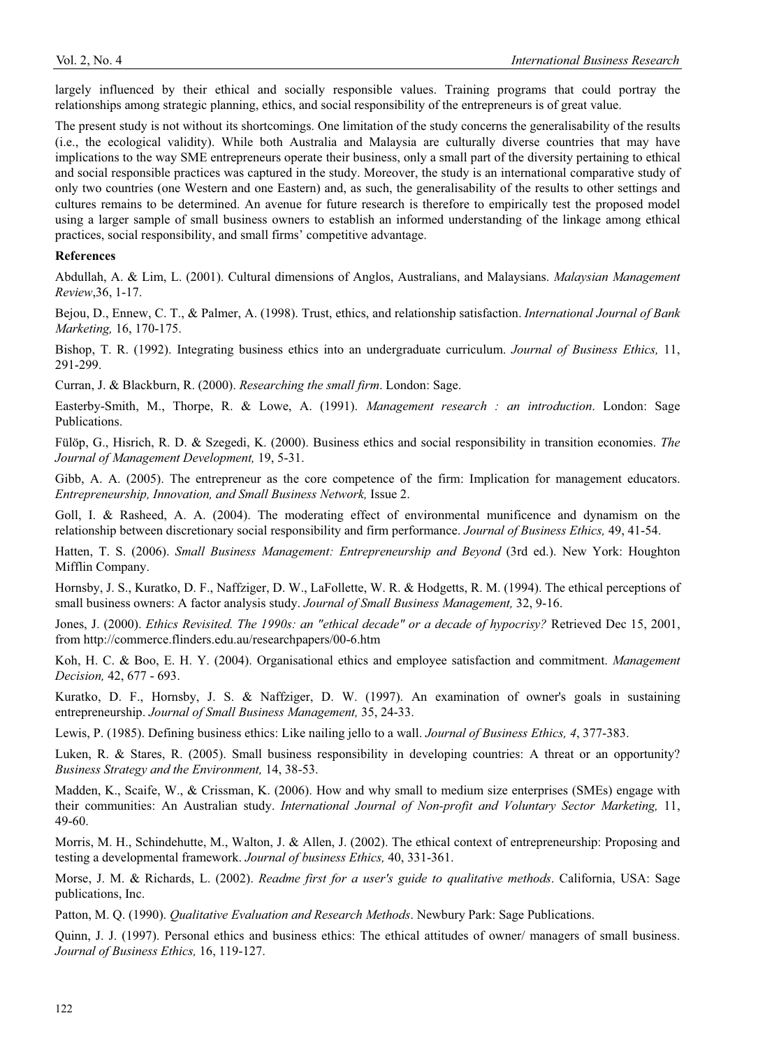largely influenced by their ethical and socially responsible values. Training programs that could portray the relationships among strategic planning, ethics, and social responsibility of the entrepreneurs is of great value.

The present study is not without its shortcomings. One limitation of the study concerns the generalisability of the results (i.e., the ecological validity). While both Australia and Malaysia are culturally diverse countries that may have implications to the way SME entrepreneurs operate their business, only a small part of the diversity pertaining to ethical and social responsible practices was captured in the study. Moreover, the study is an international comparative study of only two countries (one Western and one Eastern) and, as such, the generalisability of the results to other settings and cultures remains to be determined. An avenue for future research is therefore to empirically test the proposed model using a larger sample of small business owners to establish an informed understanding of the linkage among ethical practices, social responsibility, and small firms' competitive advantage.

**References**

Abdullah, A. & Lim, L. (2001). Cultural dimensions of Anglos, Australians, and Malaysians. *Malaysian Management Review*,36, 1-17.

Bejou, D., Ennew, C. T., & Palmer, A. (1998). Trust, ethics, and relationship satisfaction. *International Journal of Bank Marketing,* 16, 170-175.

Bishop, T. R. (1992). Integrating business ethics into an undergraduate curriculum. *Journal of Business Ethics,* 11, 291-299.

Curran, J. & Blackburn, R. (2000). *Researching the small firm*. London: Sage.

Easterby-Smith, M., Thorpe, R. & Lowe, A. (1991). *Management research : an introduction*. London: Sage Publications.

Fülöp, G., Hisrich, R. D. & Szegedi, K. (2000). Business ethics and social responsibility in transition economies. *The Journal of Management Development,* 19, 5-31.

Gibb, A. A. (2005). The entrepreneur as the core competence of the firm: Implication for management educators. *Entrepreneurship, Innovation, and Small Business Network,* Issue 2.

Goll, I. & Rasheed, A. A. (2004). The moderating effect of environmental munificence and dynamism on the relationship between discretionary social responsibility and firm performance. *Journal of Business Ethics,* 49, 41-54.

Hatten, T. S. (2006). *Small Business Management: Entrepreneurship and Beyond* (3rd ed.). New York: Houghton Mifflin Company.

Hornsby, J. S., Kuratko, D. F., Naffziger, D. W., LaFollette, W. R. & Hodgetts, R. M. (1994). The ethical perceptions of small business owners: A factor analysis study. *Journal of Small Business Management,* 32, 9-16.

Jones, J. (2000). *Ethics Revisited. The 1990s: an "ethical decade" or a decade of hypocrisy?* Retrieved Dec 15, 2001, from http://commerce.flinders.edu.au/researchpapers/00-6.htm

Koh, H. C. & Boo, E. H. Y. (2004). Organisational ethics and employee satisfaction and commitment. *Management Decision,* 42, 677 - 693.

Kuratko, D. F., Hornsby, J. S. & Naffziger, D. W. (1997). An examination of owner's goals in sustaining entrepreneurship. *Journal of Small Business Management,* 35, 24-33.

Lewis, P. (1985). Defining business ethics: Like nailing jello to a wall. *Journal of Business Ethics, 4*, 377-383.

Luken, R. & Stares, R. (2005). Small business responsibility in developing countries: A threat or an opportunity? *Business Strategy and the Environment,* 14, 38-53.

Madden, K., Scaife, W., & Crissman, K. (2006). How and why small to medium size enterprises (SMEs) engage with their communities: An Australian study. *International Journal of Non-profit and Voluntary Sector Marketing,* 11, 49-60.

Morris, M. H., Schindehutte, M., Walton, J. & Allen, J. (2002). The ethical context of entrepreneurship: Proposing and testing a developmental framework. *Journal of business Ethics,* 40, 331-361.

Morse, J. M. & Richards, L. (2002). *Readme first for a user's guide to qualitative methods*. California, USA: Sage publications, Inc.

Patton, M. Q. (1990). *Qualitative Evaluation and Research Methods*. Newbury Park: Sage Publications.

Quinn, J. J. (1997). Personal ethics and business ethics: The ethical attitudes of owner/ managers of small business. *Journal of Business Ethics,* 16, 119-127.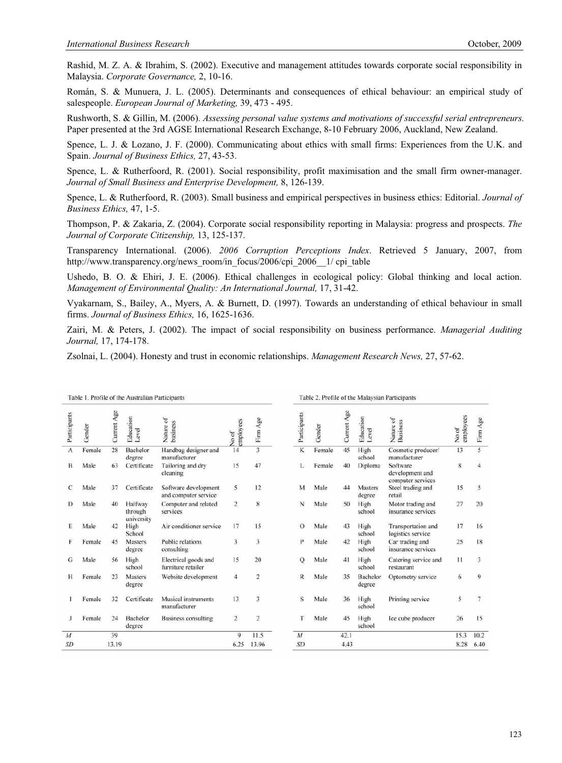Rashid, M. Z. A. & Ibrahim, S. (2002). Executive and management attitudes towards corporate social responsibility in Malaysia. *Corporate Governance,* 2, 10-16.

Román, S. & Munuera, J. L. (2005). Determinants and consequences of ethical behaviour: an empirical study of salespeople. *European Journal of Marketing,* 39, 473 - 495.

Rushworth, S. & Gillin, M. (2006). *Assessing personal value systems and motivations of successful serial entrepreneurs.* Paper presented at the 3rd AGSE International Research Exchange, 8-10 February 2006, Auckland, New Zealand.

Spence, L. J. & Lozano, J. F. (2000). Communicating about ethics with small firms: Experiences from the U.K. and Spain. *Journal of Business Ethics,* 27, 43-53.

Spence, L. & Rutherfoord, R. (2001). Social responsibility, profit maximisation and the small firm owner-manager. *Journal of Small Business and Enterprise Development,* 8, 126-139.

Spence, L. & Rutherfoord, R. (2003). Small business and empirical perspectives in business ethics: Editorial. *Journal of Business Ethics,* 47, 1-5.

Thompson, P. & Zakaria, Z. (2004). Corporate social responsibility reporting in Malaysia: progress and prospects. *The Journal of Corporate Citizenship,* 13, 125-137.

Transparency International. (2006). *2006 Corruption Perceptions Index*. Retrieved 5 January, 2007, from http://www.transparency.org/news_room/in_focus/2006/cpi_2006__1/ cpi_table

Ushedo, B. O. & Ehiri, J. E. (2006). Ethical challenges in ecological policy: Global thinking and local action. *Management of Environmental Quality: An International Journal,* 17, 31-42.

Vyakarnam, S., Bailey, A., Myers, A. & Burnett, D. (1997). Towards an understanding of ethical behaviour in small firms. *Journal of Business Ethics,* 16, 1625-1636.

Zairi, M. & Peters, J. (2002). The impact of social responsibility on business performance. *Managerial Auditing Journal,* 17, 174-178.

Zsolnai, L. (2004). Honesty and trust in economic relationships. *Management Research News,* 27, 57-62.

Table 1. Profile of the Australian Participants

| Participants | Gender | Current Age | Education Level | Nature of business | No of employees | Firm Age |
|---|---|---|---|---|---|---|
| A | Female | 28 | Bachelor degree | Handbag designer and manufacturer | 14 | 3 |
| B | Male | 63 | Certificate | Tailoring and dry cleaning | 15 | 47 |
| C | Male | 37 | Certificate | Software development and computer service | 5 | 12 |
| D | Male | 40 | Halfway through university | Computer and related services | 2 | 8 |
| E | Male | 42 | High School | Air conditioner service | 17 | 15 |
| F | Female | 45 | Masters degree | Public relations consulting | 3 | 3 |
| G | Male | 56 | High school | Electrical goods and furniture retailer | 15 | 20 |
| H | Female | 23 | Masters degree | Website development | 4 | 2 |
| I | Female | 32 | Certificate | Musical instruments manufacturer | 13 | 3 |
| J | Female | 24 | Bachelor degree | Business consulting | 2 | 2 |
| *M* | | 39 | | | 9 | 11.5 |
| *SD* | | 13.19 | | | 6.25 | 13.96 |

Table 2. Profile of the Malaysian Participants

| Participants | Gender | Current Age | Education Level | Nature of Business | No of employees | Firm Age |
|---|---|---|---|---|---|---|
| K | Female | 45 | High school | Cosmetic producer/ manufacturer | 13 | 5 |
| L | Female | 40 | Diploma | Software development and computer services | 8 | 4 |
| M | Male | 44 | Masters degree | Steel trading and retail | 15 | 5 |
| N | Male | 50 | High school | Motor trading and insurance services | 27 | 20 |
| O | Male | 43 | High school | Transportation and logistics service | 17 | 16 |
| P | Male | 42 | High school | Car trading and insurance services | 25 | 18 |
| Q | Male | 41 | High school | Catering service and restaurant | 11 | 3 |
| R | Male | 35 | Bachelor degree | Optometry service | 6 | 9 |
| S | Male | 36 | High school | Printing service | 5 | 7 |
| T | Male | 45 | High school | Ice cube producer | 26 | 15 |
| *M* | | 42.1 | | | 15.3 | 10.2 |
| *SD* | | 4.43 | | | 8.28 | 6.40 |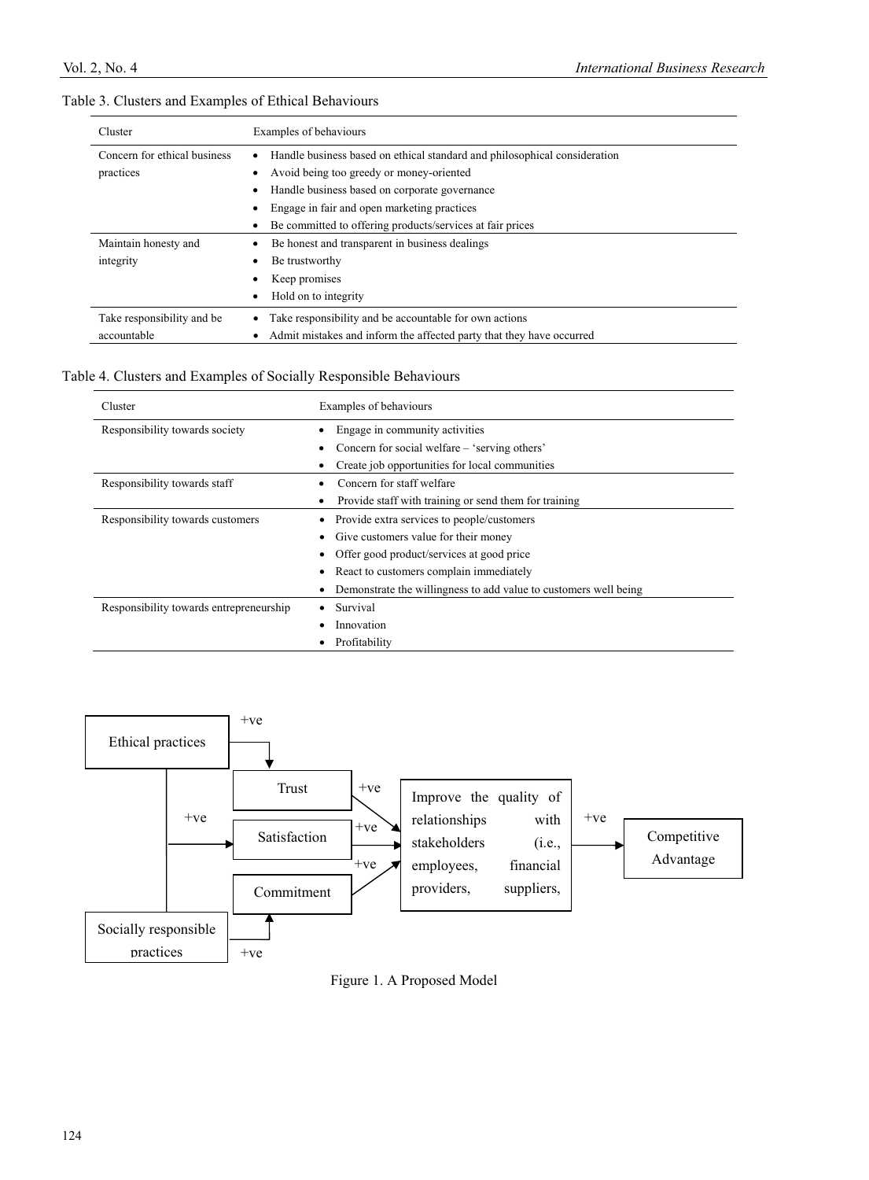Table 3. Clusters and Examples of Ethical Behaviours

| Cluster | Examples of behaviours |
|---|---|
| Concern for ethical business practices | • Handle business based on ethical standard and philosophical consideration<br>• Avoid being too greedy or money-oriented<br>• Handle business based on corporate governance<br>• Engage in fair and open marketing practices<br>• Be committed to offering products/services at fair prices |
| Maintain honesty and integrity | • Be honest and transparent in business dealings<br>• Be trustworthy<br>• Keep promises<br>• Hold on to integrity |
| Take responsibility and be accountable | • Take responsibility and be accountable for own actions<br>• Admit mistakes and inform the affected party that they have occurred |

Table 4. Clusters and Examples of Socially Responsible Behaviours

| Cluster | Examples of behaviours |
|---|---|
| Responsibility towards society | • Engage in community activities<br>• Concern for social welfare – 'serving others'<br>• Create job opportunities for local communities |
| Responsibility towards staff | • Concern for staff welfare<br>• Provide staff with training or send them for training |
| Responsibility towards customers | • Provide extra services to people/customers<br>• Give customers value for their money<br>• Offer good product/services at good price<br>• React to customers complain immediately<br>• Demonstrate the willingness to add value to customers well being |
| Responsibility towards entrepreneurship | • Survival<br>• Innovation<br>• Profitability |

Ethical practices

+ve

Trust

+ve

Satisfaction

+ve

Commitment

+ve

Socially responsible practices

+ve

+ve

Improve the quality of relationships with stakeholders (i.e., employees, financial providers, suppliers,

+ve

Competitive Advantage

Figure 1. A Proposed Model